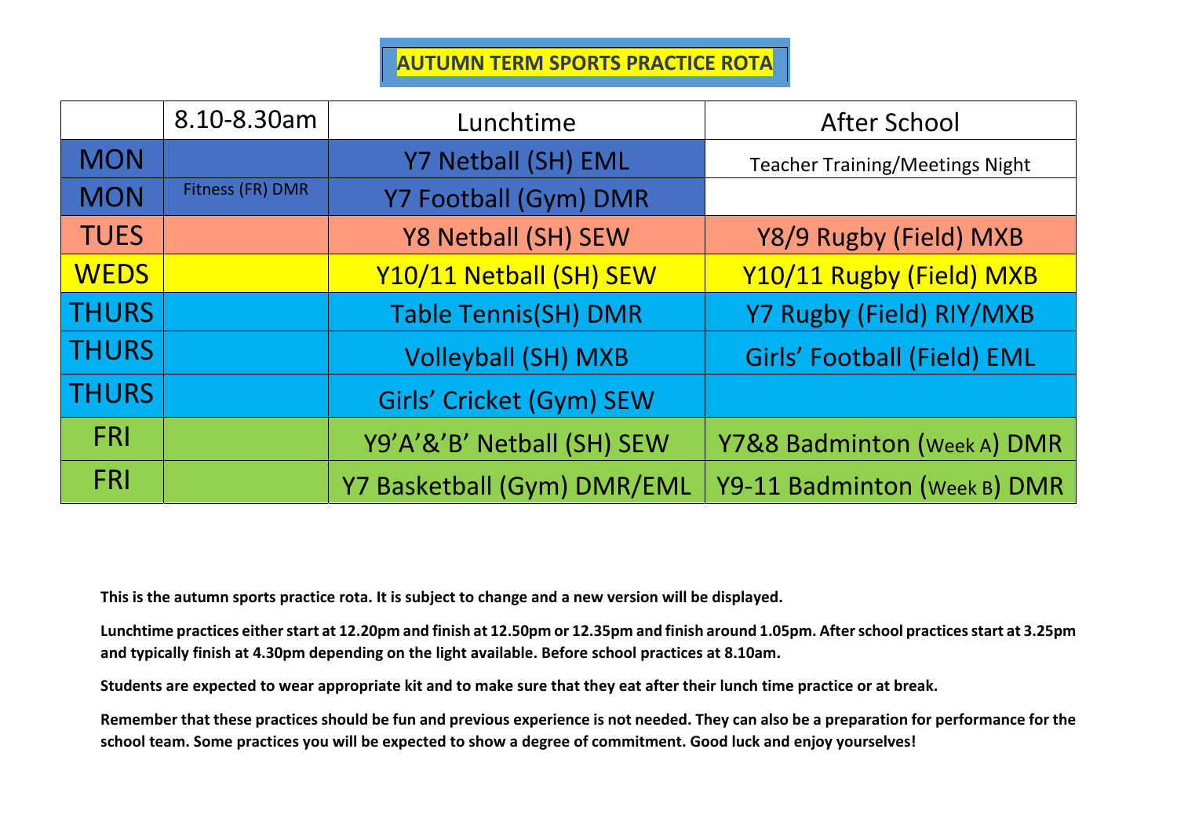# AUTUMN TERM SPORTS PRACTICE ROTA

| | 8.10-8.30am | Lunchtime | After School |
|---|---|---|---|
| MON | | Y7 Netball (SH) EML | Teacher Training/Meetings Night |
| MON | Fitness (FR) DMR | Y7 Football (Gym) DMR | |
| TUES | | Y8 Netball (SH) SEW | Y8/9 Rugby (Field) MXB |
| WEDS | | Y10/11 Netball (SH) SEW | Y10/11 Rugby (Field) MXB |
| THURS | | Table Tennis(SH) DMR | Y7 Rugby (Field) RIY/MXB |
| THURS | | Volleyball (SH) MXB | Girls' Football (Field) EML |
| THURS | | Girls' Cricket (Gym) SEW | |
| FRI | | Y9'A'&'B' Netball (SH) SEW | Y7&8 Badminton (Week A) DMR |
| FRI | | Y7 Basketball (Gym) DMR/EML | Y9-11 Badminton (Week B) DMR |

**This is the autumn sports practice rota. It is subject to change and a new version will be displayed.**

**Lunchtime practices either start at 12.20pm and finish at 12.50pm or 12.35pm and finish around 1.05pm. After school practices start at 3.25pm and typically finish at 4.30pm depending on the light available. Before school practices at 8.10am.**

**Students are expected to wear appropriate kit and to make sure that they eat after their lunch time practice or at break.**

**Remember that these practices should be fun and previous experience is not needed. They can also be a preparation for performance for the school team. Some practices you will be expected to show a degree of commitment. Good luck and enjoy yourselves!**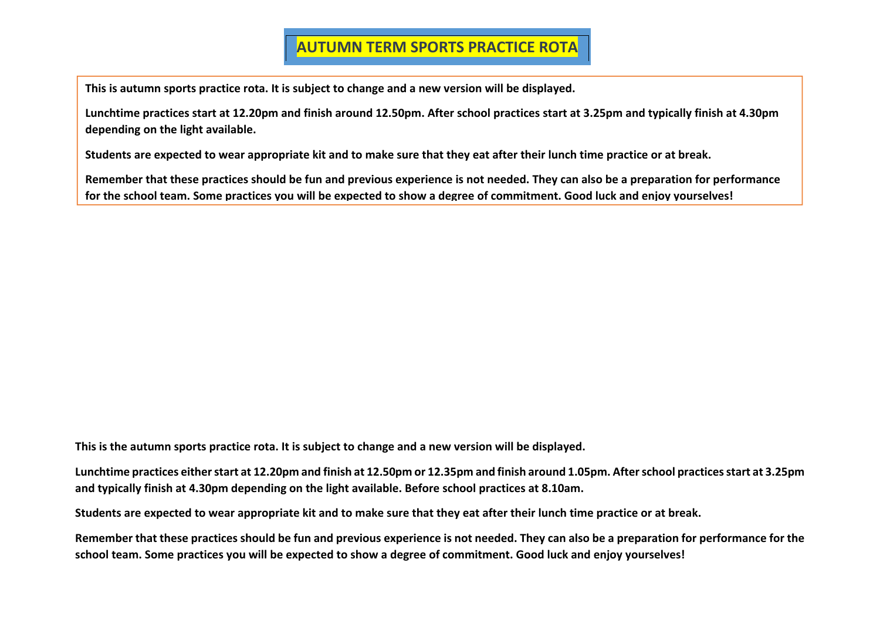# AUTUMN TERM SPORTS PRACTICE ROTA

**This is autumn sports practice rota. It is subject to change and a new version will be displayed.**

**Lunchtime practices start at 12.20pm and finish around 12.50pm. After school practices start at 3.25pm and typically finish at 4.30pm depending on the light available.**

**Students are expected to wear appropriate kit and to make sure that they eat after their lunch time practice or at break.**

**Remember that these practices should be fun and previous experience is not needed. They can also be a preparation for performance for the school team. Some practices you will be expected to show a degree of commitment. Good luck and enjoy yourselves!**

**This is the autumn sports practice rota. It is subject to change and a new version will be displayed.**

**Lunchtime practices either start at 12.20pm and finish at 12.50pm or 12.35pm and finish around 1.05pm. After school practices start at 3.25pm and typically finish at 4.30pm depending on the light available. Before school practices at 8.10am.**

**Students are expected to wear appropriate kit and to make sure that they eat after their lunch time practice or at break.**

**Remember that these practices should be fun and previous experience is not needed. They can also be a preparation for performance for the school team. Some practices you will be expected to show a degree of commitment. Good luck and enjoy yourselves!**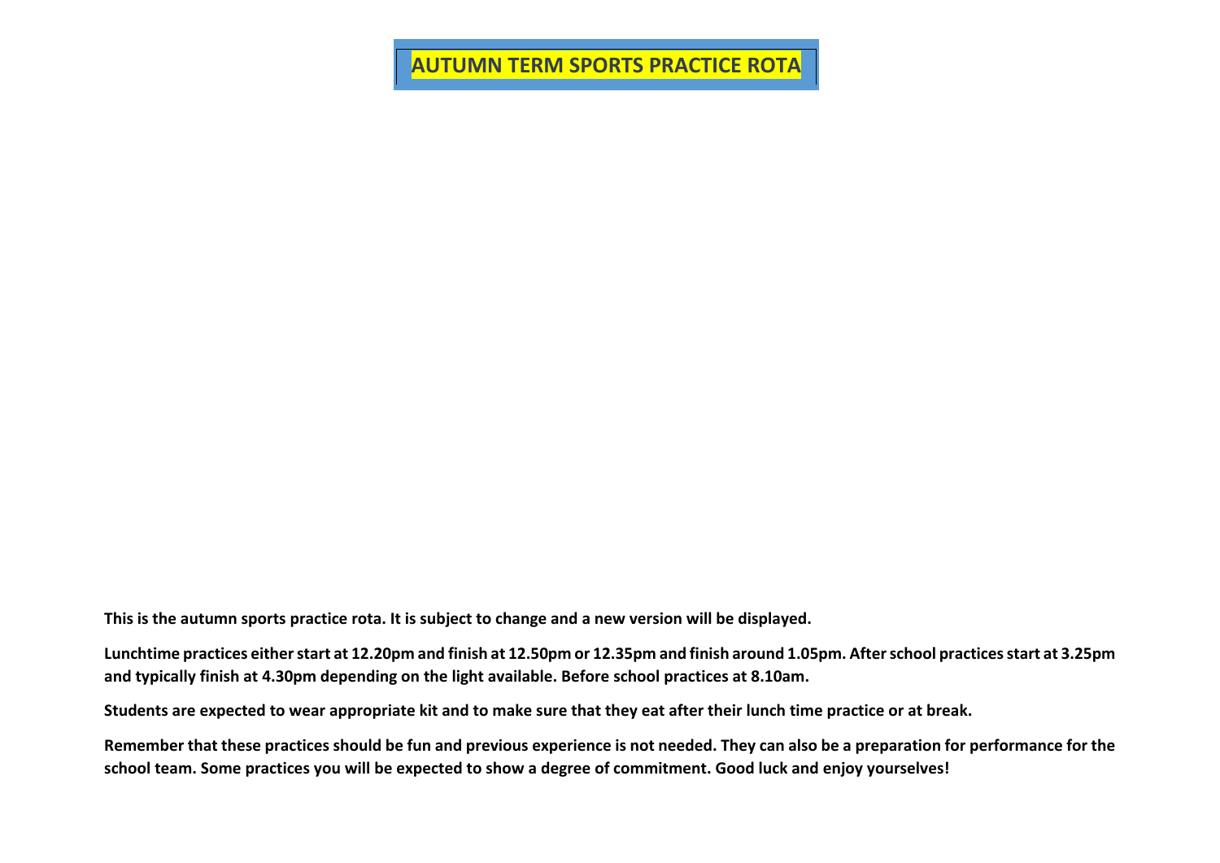# AUTUMN TERM SPORTS PRACTICE ROTA

**This is the autumn sports practice rota. It is subject to change and a new version will be displayed.**

**Lunchtime practices either start at 12.20pm and finish at 12.50pm or 12.35pm and finish around 1.05pm. After school practices start at 3.25pm and typically finish at 4.30pm depending on the light available. Before school practices at 8.10am.**

**Students are expected to wear appropriate kit and to make sure that they eat after their lunch time practice or at break.**

**Remember that these practices should be fun and previous experience is not needed. They can also be a preparation for performance for the school team. Some practices you will be expected to show a degree of commitment. Good luck and enjoy yourselves!**